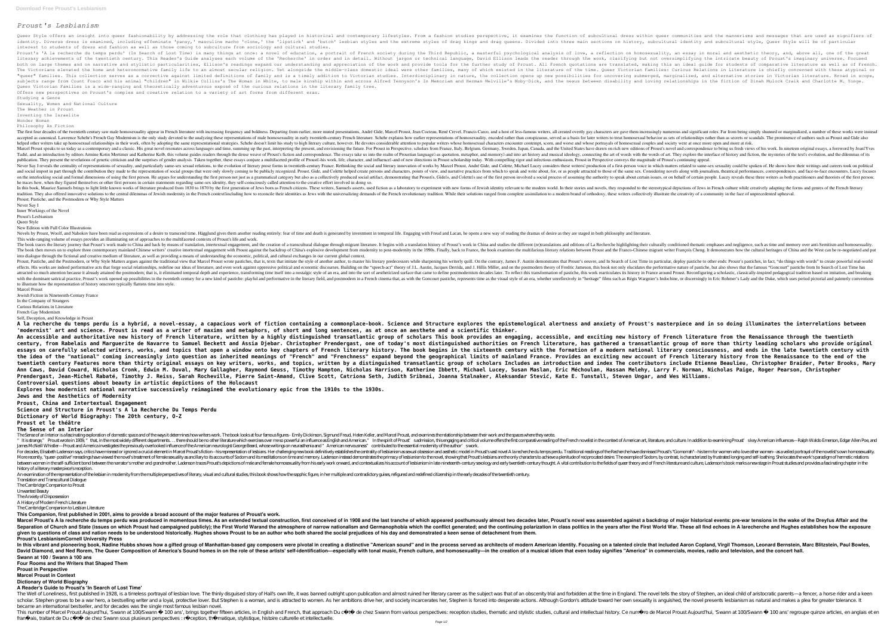# Proust's Lesbianism

Queer Style offers an insight into queer fashionability by addressing the role that clothing has played in historical and contemporary queer lifestyles. From a fashion studies perspective, it examines the function of subcultural dress within queer communities and the mannerisms and messages that are used as signifiers of identity. Diverse dress is examined, including effeminate 'pansy,' masculine macho 'clone,' the 'lipstick' and 'butch' lesbian styles and the extreme styles of drag kings and drag queens. Divided into three main sections on history, subcultural identity and subcultural style, Queer Style will be of particular interest to students of dress and fashion as well as those coming to subculture from sociology and cultural studies.

Proust's 'A la recherche du temps perdu' (In Search of Lost Time) is many things at once: a novel of education, a portrait of French society during the Third Republic, a masterful psychological analysis of love, a reflection on homosexuality, an essay in moral and aesthetic theory, and, above all, one of the great literary achievements of the twentieth century. This Reader's Guide analyses each volume of the 'Recherche' in order and in detail. Without jargon or technical language, David Ellison leads the reader through the work, clarifying but not oversimplifying the intricate beauty of Proust's imaginary universe. Focused both on large themes and on narrative and stylistic particularities, Ellison's readings expand our understanding and appreciation of the work and provide tools for the further study of Proust. All French quotations are translated, making this an ideal guide for students of comparative literature as well as of French.

The Victorians elevated the home and heteronormative family life to an almost secular religion. Yet alongside the middle-class domestic ideal were other families, many of which existed in the literature of the time. Queer Victorian Families: Curious Relations in Literature is chiefly concerned with these atypical or "queer" families. This collection serves as a corrective against limited definitions of family and is a timely addition to Victorian studies. Interdisciplinary in nature, the collection opens up new possibilities for uncovering submerged, marginalized, and alternative stories in Victorian literature. Broad in scope, subjects range from Count Fosco and his animal "children" in Wilkie Collins's The Woman in White, to male kinship within and across Alfred Tennyson's In Memoriam and Herman Melville's Moby-Dick, and the nexus between disability and loving relationships in the fiction of Dinah Mulock Craik and Charlotte M. Yonge. Queer Victorian Families is a wide-ranging and theoretically adventurous exposé of the curious relations in the literary family tree.

Offers new perspectives on Proust's complex and creative relation to a variety of art forms from different eras.

Studying a Genre

Sexuality, Women and National Culture

The Weather in Proust

Inventing the Israelite

Wonder Women

Philosophy As Fiction

The first four decades of the twentieth century saw male homosexuality appear in French literature with increasing frequency and boldness. Departing from earlier, more muted presentations, André Gide, Marcel Proust, Jean Cocteau, René Crevel, Francis Carco, and a host of less-famous writers, all created overtly gay characters are gave them increasingly numerous and significant roles. Far from being simply shunned or marginalized, a number of these works were instead accepted as canonical. Lawrence Schehr's French Gay Modernism is the only study devoted to the analyzing these representations of male homosexuality in early twentieth-century French literature. Schehr explains how earlier representations of homosexuality, encoded rather than conspicuous, served as a basis for later writers to treat homosexual behavior as sets of relationships rather than as secrets or scandals. The prominence of authors such as Proust and Gide also helped other writers take up homosexual relationships in their work, often by adopting the same representational strategies. Schehr doesn't limit his study to high literary culture, however. He devotes considerable attention to popular writers whose homosexual characters encounter contempt, scorn, and worse and whose portrayals of homosexual couples and society were at once more open and more at risk.

Marcel Proust speaks to us today as a contemporary and a classic. His great novel resonates across languages and time, summing up the past, interpreting the present, and envisioning the future. For Proust in Perspective, scholars from France, Italy, Belgium, Germany, Sweden, Japan, Canada, and the United States have drawn on rich new editions of Proust's novel and correspondence to bring us fresh views of his work. In nineteen original essays, a foreword by Jean-Yves Tadié, and an introduction by editors Armine Kotin Mortimer and Katherine Kolb, this volume guides readers through the dense weave of Proust's fiction and correspondence. The essays take us into the realm of Proustian language—as quotation, metaphor, and memory—and into art history and musical ideology, connecting the art of words with the words of art. They explore the interface of history and fiction, the mysteries of the text's evolution, and the dilemmas of its publication. They present the revelations of genetic criticism and the surprises of gender analysis. Taken together, these essays conjure a multifaceted profile of Proust—his work, life, character, and influence—and of new directions in Proust scholarship today. With compelling rigor and infectious enthusiasm, Proust in Perspective conveys the magnitude of Proust's continuing appeal.

Never Say I reveals the centrality of representations of sexuality, and particularly same-sex sexual relations, to the evolution of literary prose forms in twentieth-century France. Rethinking the social and literary innovation of works by Marcel Proust, André Gide, and Colette, Michael Lucey considers these writers' production of a first-person voice in which matters related to same-sex sexuality could be spoken of. He shows how their writings and careers took on political and social import in part through the contribution they made to the representation of social groups that were only slowly coming to be publicly recognized. Proust, Gide, and Colette helped create persons and characters, points of view, and narrative practices from which to speak and write about, for, or as people attracted to those of the same sex. Considering novels along with journalism, theatrical performances, correspondences, and face-to-face encounters, Lucey focuses on the interlocking social and formal dimensions of using the first person. He argues for understanding the first person not just as a grammatical category but also as a collectively produced social artifact, demonstrating that Proust's, Gide's, and Colette's use of the first person involved a social process of assuming the authority to speak about certain issues, or on behalf of certain people. Lucey reveals these three writers as both practitioners and theorists of the first person; he traces how, when they figured themselves or other first persons in certain statements regarding same-sex identity, they self-consciously called attention to the creative effort involved in doing so.

In this book, Maurice Samuels brings to light little known works of literature produced from 1830 to 1870 by the first generation of Jews born as French citizens. These writers, Samuels asserts, used fiction as a laboratory to experiment with new forms of Jewish identity relevant to the modern world. In their stories and novels, they responded to the stereotypical depictions of Jews in French culture while creatively adapting the forms and genres of the French literary tradition. They also offered innovative solutions to the central dilemmas of Jewish modernity in the French context—including how to reconcile their identities as Jews with the universalizing demands of the French revolutionary tradition. While their solutions ranged from complete assimilation to a modern brand of orthodoxy, these writers collectively illustrate the creativity of a community in the face of unprecedented upheaval.

Proust, Pastiche, and the Postmodern or Why Style Matters

Never Say I

Inner Workings of the Novel

Proust's Lesbianism

Queer Style

New Edition with Full Color Illustrations

Novels by Proust, Woolf, and Nabokov have been read as expressions of a desire to transcend time. Hägglund gives them another reading entirely: fear of time and death is generated by investment in temporal life. Engaging with Freud and Lacan, he opens a new way of reading the dramas of desire as they are staged in both philosophy and literature.

This wide-ranging volume of essays provides an illuminating set of approaches to the multifaceted contexts of Proust's life and work.

The book traces the literary journey that Proust's work made to China and back by means of translation, intertextual engagement, and the creation of a transcultural dialogue through migrant literature. It begins with a translation history of Proust's work in China and studies the different (re)translations and editions of La Recherche highlighting their culturally conditioned thematic emphases and negligence, such as time and memory over anti-Semitism and homosexuality. The book then moves on to explore three contemporary mainland Chinese writers' creative intertextual engagement with Proust against the backdrop of China's explosive development from modernity to post-modernity in the 1990s. Finally, back to France, the book examines the multifarious literary relations between Proust and the Franco-Chinese migrant writer François Cheng. It demonstrates how the cultural heritages of China and the West can be re-negotiated and put into dialogue through the fictional and creative medium of literature, as well as providing a means of understanding the economic, political, and cultural exchanges in our current global context.

Proust, Pastiche, and the Postmodern, or Why Style Matters argues against the traditional view that Marcel Proust wrote pastiches, that is, texts that imitate the style of another author, to master his literary predecessors while sharpening his writerly quill. On the contrary, James F. Austin demonstrates that Proust's oeuvre, and In Search of Lost Time in particular, deploy pastiche to other ends: Proust's pastiches, in fact, "do things with words" to create powerful real-world effects. His works are indeed performative acts that forge social relationships, redefine our ideas of literature, and even work against oppressive political and economic discourses. Building on the "speech-act" theory of J.L. Austin, Jacques Derrida, and J. Hillis Miller, and on the postmodern theory of Fredric Jameson, this book not only elucidates the performative nature of pastiche, but also shows that the famous "Goncourt" pastiche from In Search of Lost Time has attracted so much attention because it already attained the postmodern; that is, it eliminated temporal depth and experience, transforming time itself into a nostalgic style of an era, and into the sort of aestheticized surface that came to define postmodernism decades later. To reflect this transformation of pastiche, this work rearticulates its history in France around Proust. Reconfiguring a scholastic, classically-inspired pedagogical tradition based on imitation, and breaking with the dominant satirical practice, Proust's work opened up possibilities in the twentieth century for a new kind of pastiche: playful and performative in the literary field, and postmodern in a French cinema that, as with the Goncourt pastiche, represents time as the visual style of an era, whether unreflexively in "heritage" films such as Régis Wargnier's Indochine, or discerningly in Eric Rohmer's Lady and the Duke, which uses period pictorial and painterly conventions to illustrate how the representation of history onscreen typically flattens time into style.

Marcel Proust

Jewish Fiction in Nineteenth-Century France

In the Company of Strangers

Curious Relations in Literature

French Gay Modernism

Self, Deception, and Knowledge in Proust

**A la recherche du temps perdu is a hybrid, a novel-essay, a capacious work of fiction containing a commonplace-book. Science and Structure explores the epistemological alertness and anxiety of Proust's masterpiece and in so doing illuminates the interrelations between 'modernist' art and science. Proust is read as a writer of maxims and metaphors, of short and long sentences, as at once an aesthete and a scientific thinker.**

**An accessible and authoritative new history of French literature, written by a highly distinguished transatlantic group of scholars This book provides an engaging, accessible, and exciting new history of French literature from the Renaissance through the twentieth century, from Rabelais and Marguerite de Navarre to Samuel Beckett and Assia Djebar. Christopher Prendergast, one of today's most distinguished authorities on French literature, has gathered a transatlantic group of more than thirty leading scholars who provide original essays on carefully selected writers, works, and topics that open a window onto key chapters of French literary history. The book begins in the sixteenth century with the formation of a modern national literary consciousness, and ends in the late twentieth century with the idea of the "national" coming increasingly into question as inherited meanings of "French" and "Frenchness" expand beyond the geographical limits of mainland France. Provides an exciting new account of French literary history from the Renaissance to the end of the twentieth century Features more than thirty original essays on key writers, works, and topics, written by a distinguished transatlantic group of scholars Includes an introduction and index The contributors include Etienne Beaulieu, Christopher Braider, Peter Brooks, Mary Ann Caws, David Coward, Nicholas Cronk, Edwin M. Duval, Mary Gallagher, Raymond Geuss, Timothy Hampton, Nicholas Harrison, Katherine Ibbett, Michael Lucey, Susan Maslan, Eric Méchoulan, Hassan Melehy, Larry F. Norman, Nicholas Paige, Roger Pearson, Christopher Prendergast, Jean-Michel Rabaté, Timothy J. Reiss, Sarah Rocheville, Pierre Saint-Amand, Clive Scott, Catriona Seth, Judith Sribnai, Joanna Stalnaker, Aleksandar Stević, Kate E. Tunstall, Steven Ungar, and Wes Williams.**

**Controversial questions about beauty in artistic depictions of the Holocaust**

**Explores how modernist national narrative successively reimagined the evolutionary epic from the 1910s to the 1930s.**

**Jews and the Aesthetics of Modernity**

**Proust, China and Intertextual Engagement**

**Science and Structure in Proust's A la Recherche Du Temps Perdu**

**Dictionary of World Biography: The 20th century, O-Z**

**Proust et le théâtre**

**The Sense of an Interior**

The Sense of an Interior is a fascinating exploration of domestic space and of the ways it determines how writers work. The book looks at four famous figures - Emily Dickinson, Sigmund Freud, Helen Keller, and Marcel Proust, and examines the relationship between their work and the spaces where they wrote.

"It is strange," Proust wrote in 1909, "that, in the most widely different departments . . . there should be no other literature which exercises over me so powerful an influence as English and American." In the spirit of Proust's admission, this engaging and critical volume offers the first comparative reading of the French novelist in the context of American art, literature, and culture. In addition to examining Proust's key American influences—Ralph Waldo Emerson, Edgar Allen Poe, and James McNeill Whistler—Proust and America investigates the previously overlooked influence of the American neurologist George Beard, whose writings on neurasthenia and "American nervousness" contributed to the essential modernity of the author's work.

For decades, Elisabeth Ladenson says, critics have misread or ignored a crucial element in Marcel Proust's fiction—his representation of lesbians. Her challenging new book definitively establishes the centrality of lesbianism as sexual obsession and aesthetic model in Proust's vast novel A la recherche du temps perdu. Traditional readings of the Recherche have dismissed Proust's "Gomorrah"—his term for women who love other women—as a veiled portrayal of the novelist's own homosexuality. More recently, "queer-positive" rereadings have viewed the novel's treatment of female sexuality as ancillary to its accounts of Sodom and its meditations on time and memory. Ladenson instead demonstrates the primacy of lesbianism to the novel, showing that Proust's lesbians are the only characters to achieve a plenitude of reciprocated desire. The example of Sodom, by contrast, is characterized by frustrated longing and self-loathing. She locates the work's paradigm of hermetic relations between women in the self-sufficient bond between the narrator's mother and grandmother. Ladenson traces Proust's depictions of male and female homosexuality from his early work onward, and contextualizes his account of lesbianism in late-nineteenth-century sexology and early twentieth-century thought. A vital contribution to the fields of queer theory and of French literature and culture, Ladenson's book marks a new stage in Proust studies and provides a fascinating chapter in the history of a literary masterpiece's reception.

An examination of the representation of the lesbian in modernity from the multiple perspectives of literary, visual and cultural studies, this book shows how the sapphic figure, in her multiple and contradictory guises, refigured and redefined citizenship in the early decades of the twentieth century.

Translation and Transcultural Dialogue

The Cambridge Companion to Proust

Unwanted Beauty

The Anxiety of Dispossession

A History of Modern French Literature

The Cambridge Companion to Lesbian Literature

**This Companion, first published in 2001, aims to provide a broad account of the major features of Proust's work.**

**Marcel Proust's A la recherche du temps perdu was produced in momentous times. As an extended textual construction, first conceived of in 1908 and the last tranche of which appeared posthumously almost two decades later, Proust's novel was assembled against a backdrop of major historical events: pre-war tensions in the wake of the Dreyfus Affair and the Separation of Church and State (issues on which Proust had campaigned publicly); the First World Warand the atmosphere of narrow nationalism and Germanophobia which the conflict generated; and the continuing polarization in class politics in the years after the First World War. These all find echoes in A larecherche and Hughes establishes how the exposure given to questions of class and nation needs to be understood historically. Hughes shows Proust to be an author who both shared the social prejudices of his day and demonstrated a keen sense of detachment from them.**

**Proust's LesbianismCornell University Press**

**In this vibrant and pioneering book, Nadine Hubbs shows how a gifted group of Manhattan-based gay composers were pivotal in creating a distinctive "American sound" and in the process served as architects of modern American identity. Focusing on a talented circle that included Aaron Copland, Virgil Thomson, Leonard Bernstein, Marc Blitzstein, Paul Bowles, David Diamond, and Ned Rorem, The Queer Composition of America's Sound homes in on the role of these artists' self-identification—especially with tonal music, French culture, and homosexuality—in the creation of a musical idiom that even today signifies "America" in commercials, movies, radio and television, and the concert hall.**

**Swann at 100 / Swann à 100 ans**

**Four Rooms and the Writers that Shaped Them**

**Proust in Perspective**

**Marcel Proust in Context**

**Dictionary of World Biography**

**A Reader's Guide to Proust's 'In Search of Lost Time'**

The Well of Loneliness, first published in 1928, is a timeless portrayal of lesbian love. The thinly disguised story of Hall's own life, it was banned outright upon publication and almost ruined her literary career as the subject was that of an obscenity trial and forbidden at the time in England. The novel tells the story of Stephen, an ideal child of aristocratic parents—a fencer, a horse rider and a keen scholar. Stephen grows to be a war hero, a bestselling writer and a loyal, protective lover. But Stephen is a woman, and is attracted to women. As her ambitions drive her, and society incarcerates her, Stephen is forced into desperate actions. Although Gordon's attitude toward her own sexuality is anguished, the novel presents lesbianism as natural and makes a plea for greater tolerance. It became an international bestseller, and for decades was the single most famous lesbian novel.

This number of Marcel Proust Aujourd'hui, 'Swann at 100/Swann à 100 ans', brings together fifteen articles, in English and French, that approach Du côté de chez Swann from various perspectives: reception studies, thematic and stylistic studies, cultural and intellectual history. Ce numéro de Marcel Proust Aujourd'hui, 'Swann at 100/Swann à 100 ans' regroupe quinze articles, en anglais et en français, traitant de Du côté de chez Swann sous plusieurs perspectives : réception, thématique, stylistique, histoire culturelle et intellectuelle.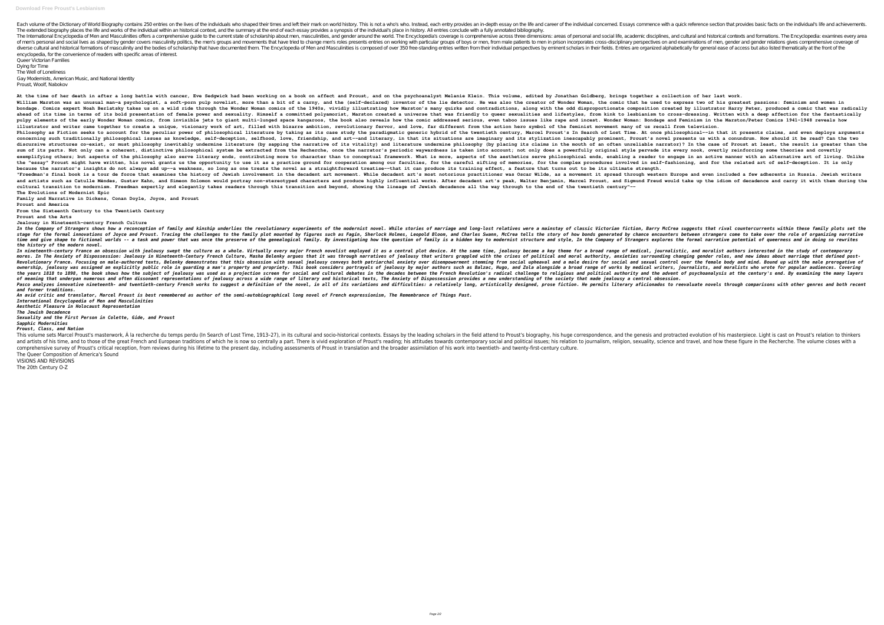Each volume of the Dictionary of World Biography contains 250 entries on the lives of the individuals who shaped their times and left their mark on world history. This is not a who's who. Instead, each entry provides an in-depth essay on the life and career of the individual concerned. Essays commence with a quick reference section that provides basic facts on the individual's life and achievements. The extended biography places the life and works of the individual within an historical context, and the summary at the end of each essay provides a synopsis of the individual's place in history. All entries conclude with a fully annotated bibliography.

The International Encyclopedia of Men and Masculinities offers a comprehensive guide to the current state of scholarship about men, masculinities, and gender around the world. The Encyclopedia's coverage is comprehensive across three dimensions: areas of personal and social life, academic disciplines, and cultural and historical contexts and formations. The Encyclopedia: examines every area of men's personal and social lives as shaped by gender covers masculinity politics, the men's groups and movements that have tried to change men's roles presents entries on working with particular groups of boys or men, from male patients to men in prison incorporates cross-disciplinary perspectives on and examinations of men, gender and gender relations gives comprehensive coverage of diverse cultural and historical formations of masculinity and the bodies of scholarship that have documented them. The Encyclopedia of Men and Masculinities is composed of over 350 free-standing entries written from their individual perspectives by eminent scholars in their fields. Entries are organized alphabetically for general ease of access but also listed thematically at the front of the encyclopedia, for the convenience of readers with specific areas of interest.

Queer Victorian Families

Dying for Time

The Well of Loneliness

Gay Modernists, American Music, and National Identity

Proust, Woolf, Nabokov

At the time of her death in after a long battle with cancer, Eve Sedgwick had been working on a book on affect and Proust, and on the psychoanalyst Melanie Klein. This volume, edited by Jonathan Goldberg, brings together a collection of her last work.

William Marston was an unusual man—a psychologist, a soft-porn pulp novelist, more than a bit of a carny, and the (self-declared) inventor of the lie detector. He was also the creator of Wonder Woman, the comic that he used to express two of his greatest passions: feminism and women in bondage. Comics expert Noah Berlatsky takes us on a wild ride through the Wonder Woman comics of the 1940s, vividly illustrating how Marston's many quirks and contradictions, along with the odd disproportionate composition created by illustrator Harry Peter, produced a comic that was radically ahead of its time in terms of its bold presentation of female power and sexuality. Himself a committed polyamorist, Marston created a universe that was friendly to queer sexualities and lifestyles, from kink to lesbianism to cross-dressing. Written with a deep affection for the fantastically pulpy elements of the early Wonder Woman comics, from invisible jets to giant multi-lunged space kangaroos, the book also reveals how the comic addressed serious, even taboo issues like rape and incest. Wonder Woman: Bondage and Feminism in the Marston/Peter Comics 1941–1948 reveals how illustrator and writer came together to create a unique, visionary work of art, filled with bizarre ambition, revolutionary fervor, and love, far different from the action hero symbol of the feminist movement many of us recall from television.

Philosophy as Fiction seeks to account for the peculiar power of philosophical literature by taking as its case study the paradigmatic generic hybrid of the twentieth century, Marcel Proust's In Search of Lost Time. At once philosophical—in that it presents claims, and even deploys arguments concerning such traditionally philosophical issues as knowledge, self-deception, selfhood, love, friendship, and art—and literary, in that its situations are imaginary and its stylization inescapably prominent, Proust's novel presents us with a conundrum. How should it be read? Can the two discursive structures co-exist, or must philosophy inevitably undermine literature (by sapping the narrative of its vitality) and literature undermine philosophy (by placing its claims in the mouth of an often unreliable narrator)? In the case of Proust at least, the result is greater than the sum of its parts. Not only can a coherent, distinctive philosophical system be extracted from the Recherche, once the narrator's periodic waywardness is taken into account; not only does a powerfully original style pervade its every nook, overtly reinforcing some theories and covertly exemplifying others; but aspects of the philosophy also serve literary ends, contributing more to character than to conceptual framework. What is more, aspects of the aesthetics serve philosophical ends, enabling a reader to engage in an active manner with an alternative art of living. Unlike the "essay" Proust might have written, his novel grants us the opportunity to use it as a practice ground for cooperation among our faculties, for the careful sifting of memories, for the complex procedures involved in self-fashioning, and for the related art of self-deception. It is only because the narrator's insights do not always add up—a weakness, so long as one treats the novel as a straightforward treatise—that it can produce its training effect, a feature that turns out to be its ultimate strength.

"Freedman's final book is a tour de force that examines the history of Jewish involvement in the decadent art movement. While decadent art's most notorious practitioner was Oscar Wilde, as a movement it spread through western Europe and even included a few adherents in Russia. Jewish writers and artists such as Catulle Mendès, Gustav Kahn, and Simeon Solomon would portray non-stereotyped characters and produce highly influential works. After decadent art's peak, Walter Benjamin, Marcel Proust, and Sigmund Freud would take up the idiom of decadence and carry it with them during the cultural transition to modernism. Freedman expertly and elegantly takes readers through this transition and beyond, showing the lineage of Jewish decadence all the way through to the end of the twentieth century"--

The Evolutions of Modernist Epic

Family and Narrative in Dickens, Conan Doyle, Joyce, and Proust

Proust and America

From the Sixteenth Century to the Twentieth Century

Proust and the Arts

Jealousy in Nineteenth-century French Culture

*In the Company of Strangers shows how a reconception of family and kinship underlies the revolutionary experiments of the modernist novel. While stories of marriage and long-lost relatives were a mainstay of classic Victorian fiction, Barry McCrea suggests that rival countercurrents within these family plots set the stage for the formal innovations of Joyce and Proust. Tracing the challenges to the family plot mounted by figures such as Fagin, Sherlock Holmes, Leopold Bloom, and Charles Swann, McCrea tells the story of how bonds generated by chance encounters between strangers come to take over the role of organizing narrative time and give shape to fictional worlds -- a task and power that was once the preserve of the genealogical family. By investigating how the question of family is a hidden key to modernist structure and style, In the Company of Strangers explores the formal narrative potential of queerness and in doing so rewrites the history of the modern novel.*

*In nineteenth-century France an obsession with jealousy swept the culture as a whole. Virtually every major French novelist employed it as a central plot device. At the same time, jealousy became a key theme for a broad range of medical, journalistic, and moralist authors interested in the study of contemporary mores. In The Anxiety of Dispossession: Jealousy in Nineteenth-Century French Culture, Masha Belenky argues that it was through narratives of jealousy that writers grappled with the crises of political and moral authority, anxieties surrounding changing gender roles, and new ideas about marriage that defined post-Revolutionary France. Focusing on male-authored texts, Belenky demonstrates that this obsession with sexual jealousy conveys both patriarchal anxiety over disempowerment stemming from social upheaval and a male desire for social and sexual control over the female body and mind. Bound up with the male prerogative of ownership, jealousy was assigned an explicitly public role in guarding a man's property and propriety. This book considers portrayals of jealousy by major authors such as Balzac, Hugo, and Zola alongside a broad range of works by medical writers, journalists, and moralists who wrote for popular audiences. Covering the years 1818 to 1898, the book shows how the subject of jealousy was used as a projection screen for social and cultural debates in the decades between the French Revolution's radical challenge to religious and political authority and the advent of psychoanalysis at the century's end. By examining the many layers of meaning that underpin numerous and often dissonant representations of jealousy across a wide range of literary and historical texts, The Anxiety of Dispossession provides a new understanding of the society that made jealousy a central obsession.*

*Pasco analyzes innovative nineteenth- and twentieth-century French works to suggest a definition of the novel, in all of its variations and difficulties: a relatively long, artistically designed, prose fiction. He permits literary aficionados to reevaluate novels through comparisons with other genres and both recent and former traditions.*

*An avid critic and translator, Marcel Proust is best remembered as author of the semi-autobiographical long novel of French expressionism, The Remembrance of Things Past.*

*International Encyclopedia of Men and Masculinities*

*Aesthetic Pleasure in Holocaust Representation*

*The Jewish Decadence*

*Sexuality and the First Person in Colette, Gide, and Proust*

*Sapphic Modernities*

*Proust, Class, and Nation*

This volume sets Marcel Proust's masterwork, À la recherche du temps perdu (In Search of Lost Time, 1913–27), in its cultural and socio-historical contexts. Essays by the leading scholars in the field attend to Proust's biography, his huge correspondence, and the genesis and protracted evolution of his masterpiece. Light is cast on Proust's relation to thinkers and artists of his time, and to those of the great French and European traditions of which he is now so centrally a part. There is vivid exploration of Proust's reading; his attitudes towards contemporary social and political issues; his relation to journalism, religion, sexuality, science and travel, and how these figure in the Recherche. The volume closes with a comprehensive survey of Proust's critical reception, from reviews during his lifetime to the present day, including assessments of Proust in translation and the broader assimilation of his work into twentieth- and twenty-first-century culture.

The Queer Composition of America's Sound

VISIONS AND REVISIONS

The 20th Century O-Z